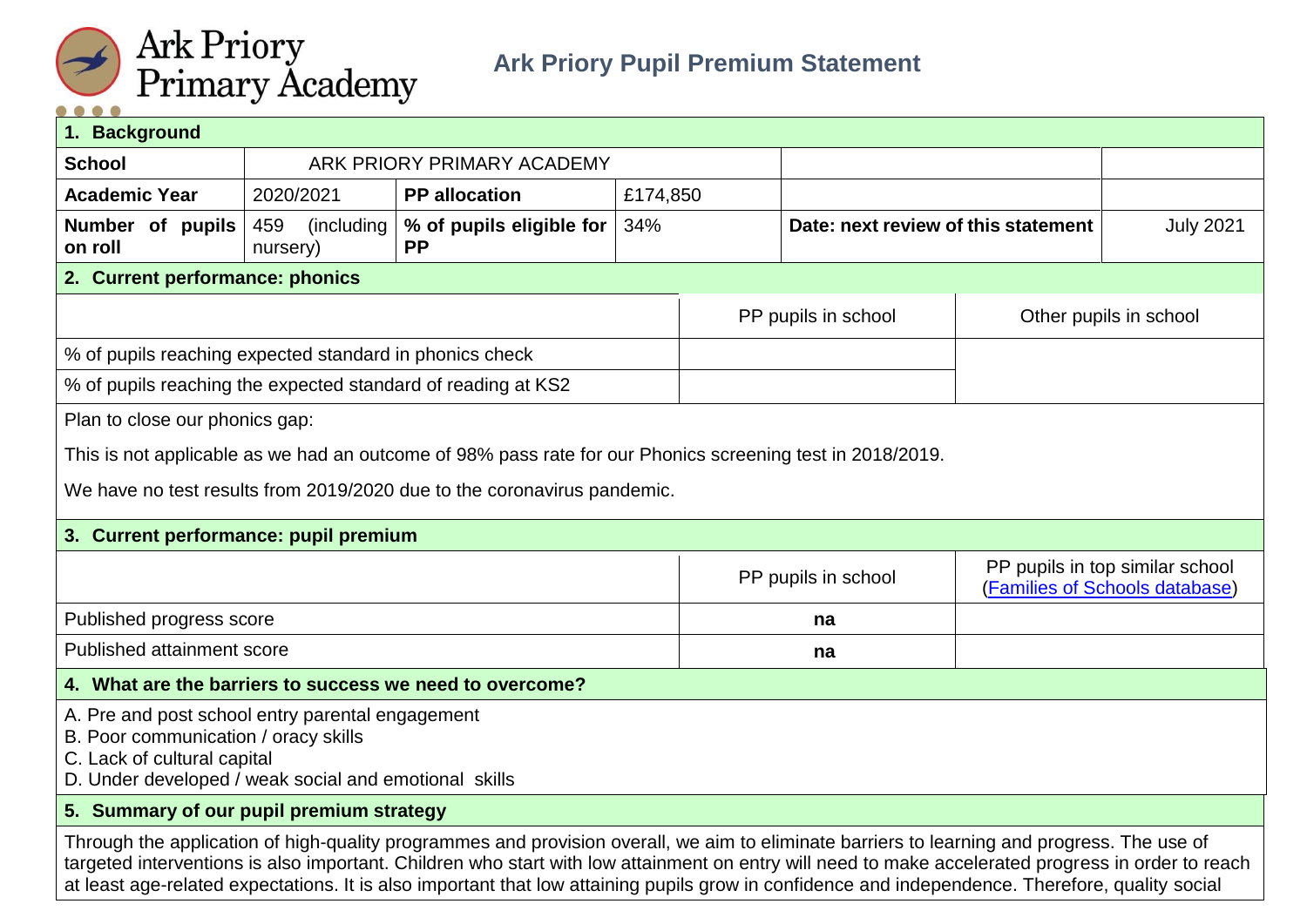Ark Priory Primary Academy

# Ark Priory Pupil Premium Statement

| **1. Background** | | | | | |
|---|---|---|---|---|---|
| **School** | ARK PRIORY PRIMARY ACADEMY | | | | |
| **Academic Year** | 2020/2021 | **PP allocation** | £174,850 | | |
| **Number of pupils on roll** | 459 (including nursery) | **% of pupils eligible for PP** | 34% | **Date: next review of this statement** | July 2021 |

| **2. Current performance: phonics** | | |
|---|---|---|
| | PP pupils in school | Other pupils in school |
| % of pupils reaching expected standard in phonics check | | |
| % of pupils reaching the expected standard of reading at KS2 | | |

Plan to close our phonics gap:

This is not applicable as we had an outcome of 98% pass rate for our Phonics screening test in 2018/2019.

We have no test results from 2019/2020 due to the coronavirus pandemic.

| **3. Current performance: pupil premium** | | |
|---|---|---|
| | PP pupils in school | PP pupils in top similar school ([Families of Schools database]) |
| Published progress score | **na** | |
| Published attainment score | **na** | |

## 4. What are the barriers to success we need to overcome?

A. Pre and post school entry parental engagement
B. Poor communication / oracy skills
C. Lack of cultural capital
D. Under developed / weak social and emotional skills

## 5. Summary of our pupil premium strategy

Through the application of high-quality programmes and provision overall, we aim to eliminate barriers to learning and progress. The use of targeted interventions is also important. Children who start with low attainment on entry will need to make accelerated progress in order to reach at least age-related expectations. It is also important that low attaining pupils grow in confidence and independence. Therefore, quality social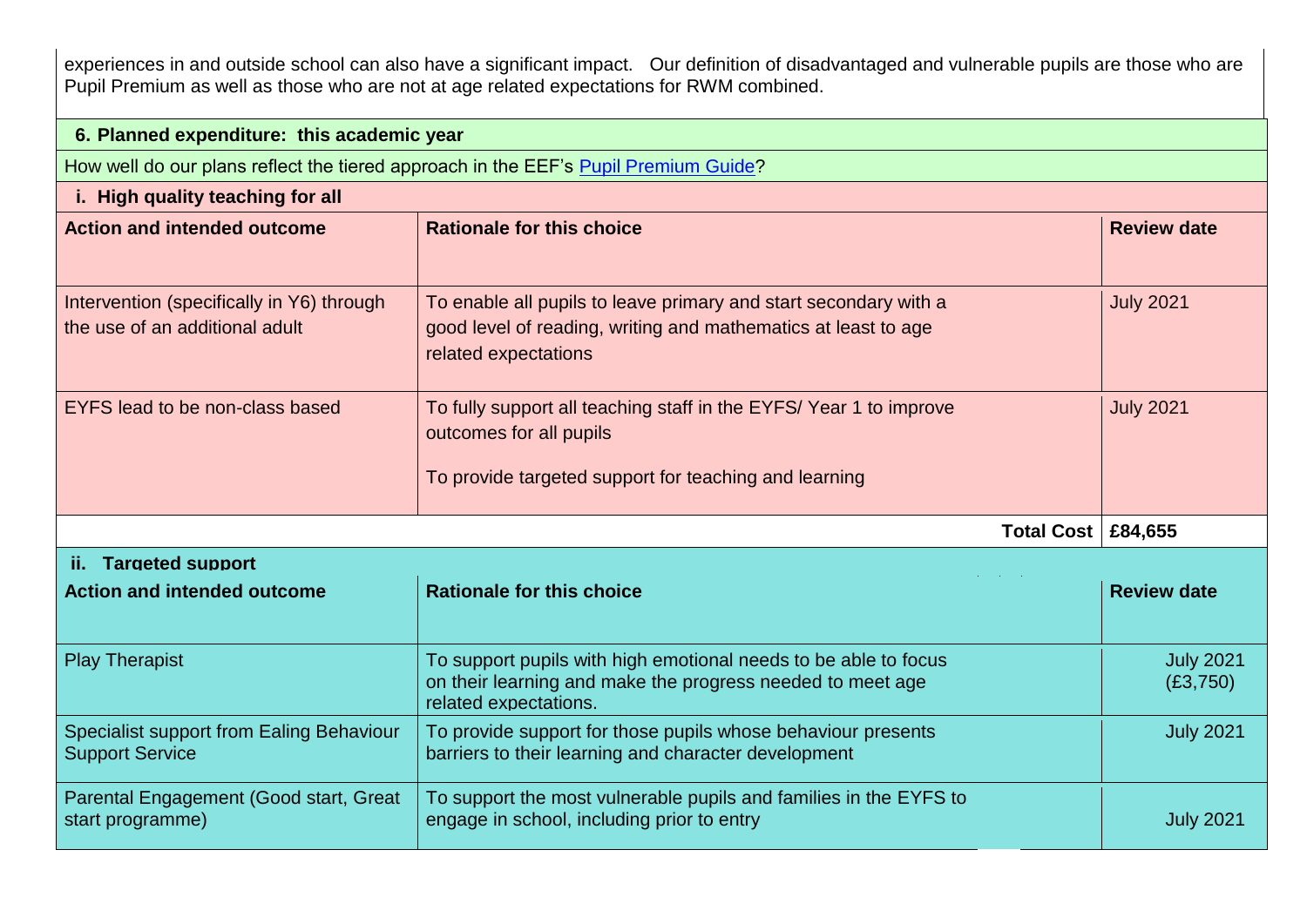experiences in and outside school can also have a significant impact. Our definition of disadvantaged and vulnerable pupils are those who are Pupil Premium as well as those who are not at age related expectations for RWM combined.

## 6. Planned expenditure: this academic year

How well do our plans reflect the tiered approach in the EEF's Pupil Premium Guide?

### i. High quality teaching for all

| Action and intended outcome | Rationale for this choice | Review date |
|---|---|---|
| Intervention (specifically in Y6) through the use of an additional adult | To enable all pupils to leave primary and start secondary with a good level of reading, writing and mathematics at least to age related expectations | July 2021 |
| EYFS lead to be non-class based | To fully support all teaching staff in the EYFS/ Year 1 to improve outcomes for all pupils<br><br>To provide targeted support for teaching and learning | July 2021 |
| | **Total Cost** | **£84,655** |

### ii. Targeted support

| Action and intended outcome | Rationale for this choice | Review date |
|---|---|---|
| Play Therapist | To support pupils with high emotional needs to be able to focus on their learning and make the progress needed to meet age related expectations. | July 2021 (£3,750) |
| Specialist support from Ealing Behaviour Support Service | To provide support for those pupils whose behaviour presents barriers to their learning and character development | July 2021 |
| Parental Engagement (Good start, Great start programme) | To support the most vulnerable pupils and families in the EYFS to engage in school, including prior to entry | July 2021 |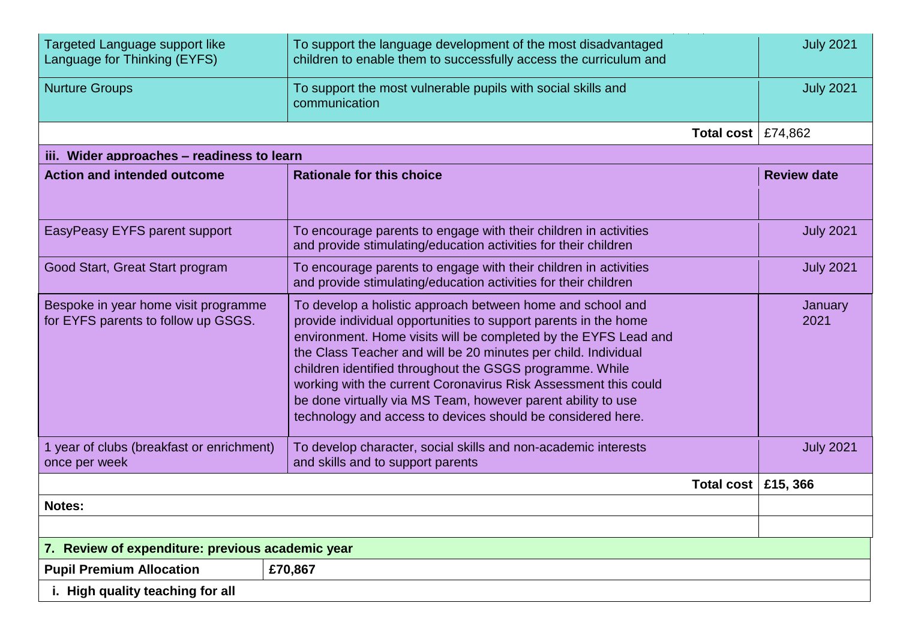| | | |
|---|---|---|
| Targeted Language support like Language for Thinking (EYFS) | To support the language development of the most disadvantaged children to enable them to successfully access the curriculum and | July 2021 |
| Nurture Groups | To support the most vulnerable pupils with social skills and communication | July 2021 |
| | **Total cost** | £74,862 |

**iii. Wider approaches – readiness to learn**

| Action and intended outcome | Rationale for this choice | Review date |
|---|---|---|
| EasyPeasy EYFS parent support | To encourage parents to engage with their children in activities and provide stimulating/education activities for their children | July 2021 |
| Good Start, Great Start program | To encourage parents to engage with their children in activities and provide stimulating/education activities for their children | July 2021 |
| Bespoke in year home visit programme for EYFS parents to follow up GSGS. | To develop a holistic approach between home and school and provide individual opportunities to support parents in the home environment. Home visits will be completed by the EYFS Lead and the Class Teacher and will be 20 minutes per child. Individual children identified throughout the GSGS programme. While working with the current Coronavirus Risk Assessment this could be done virtually via MS Team, however parent ability to use technology and access to devices should be considered here. | January 2021 |
| 1 year of clubs (breakfast or enrichment) once per week | To develop character, social skills and non-academic interests and skills and to support parents | July 2021 |
| | **Total cost** | **£15, 366** |

**Notes:**

**7. Review of expenditure: previous academic year**

| **Pupil Premium Allocation** | **£70,867** |
|---|---|

**i. High quality teaching for all**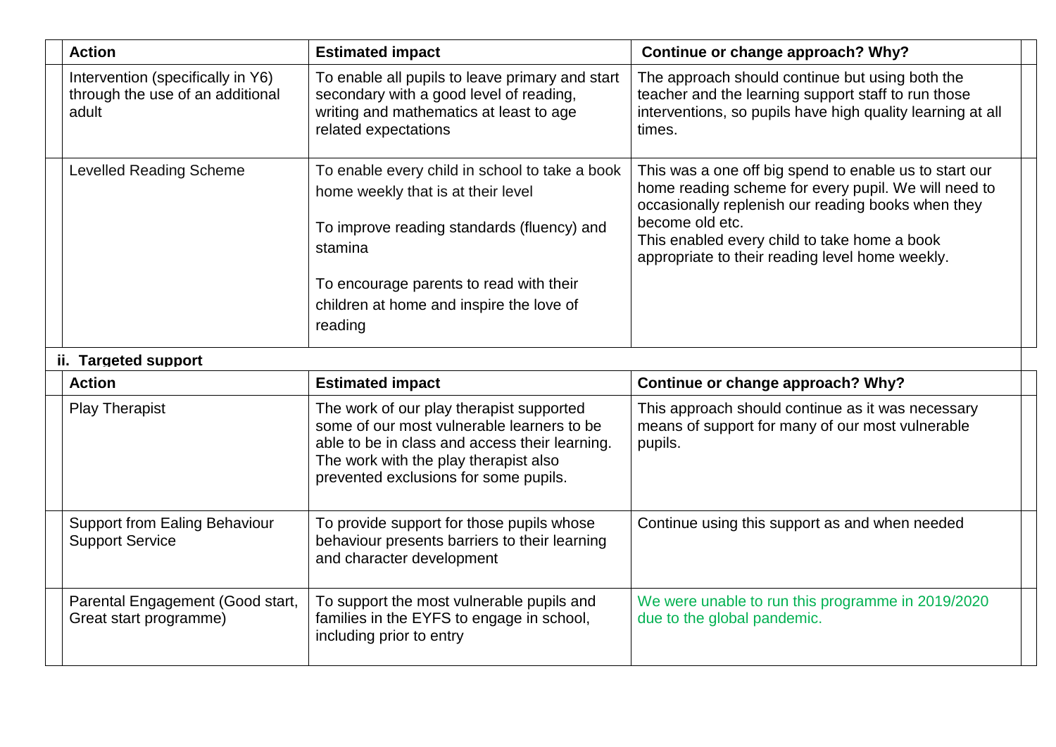| Action | Estimated impact | Continue or change approach? Why? |
|---|---|---|
| Intervention (specifically in Y6) through the use of an additional adult | To enable all pupils to leave primary and start secondary with a good level of reading, writing and mathematics at least to age related expectations | The approach should continue but using both the teacher and the learning support staff to run those interventions, so pupils have high quality learning at all times. |
| Levelled Reading Scheme | To enable every child in school to take a book home weekly that is at their level<br><br>To improve reading standards (fluency) and stamina<br><br>To encourage parents to read with their children at home and inspire the love of reading | This was a one off big spend to enable us to start our home reading scheme for every pupil. We will need to occasionally replenish our reading books when they become old etc.<br>This enabled every child to take home a book appropriate to their reading level home weekly. |

**ii. Targeted support**

| Action | Estimated impact | Continue or change approach? Why? |
|---|---|---|
| Play Therapist | The work of our play therapist supported some of our most vulnerable learners to be able to be in class and access their learning. The work with the play therapist also prevented exclusions for some pupils. | This approach should continue as it was necessary means of support for many of our most vulnerable pupils. |
| Support from Ealing Behaviour Support Service | To provide support for those pupils whose behaviour presents barriers to their learning and character development | Continue using this support as and when needed |
| Parental Engagement (Good start, Great start programme) | To support the most vulnerable pupils and families in the EYFS to engage in school, including prior to entry | We were unable to run this programme in 2019/2020 due to the global pandemic. |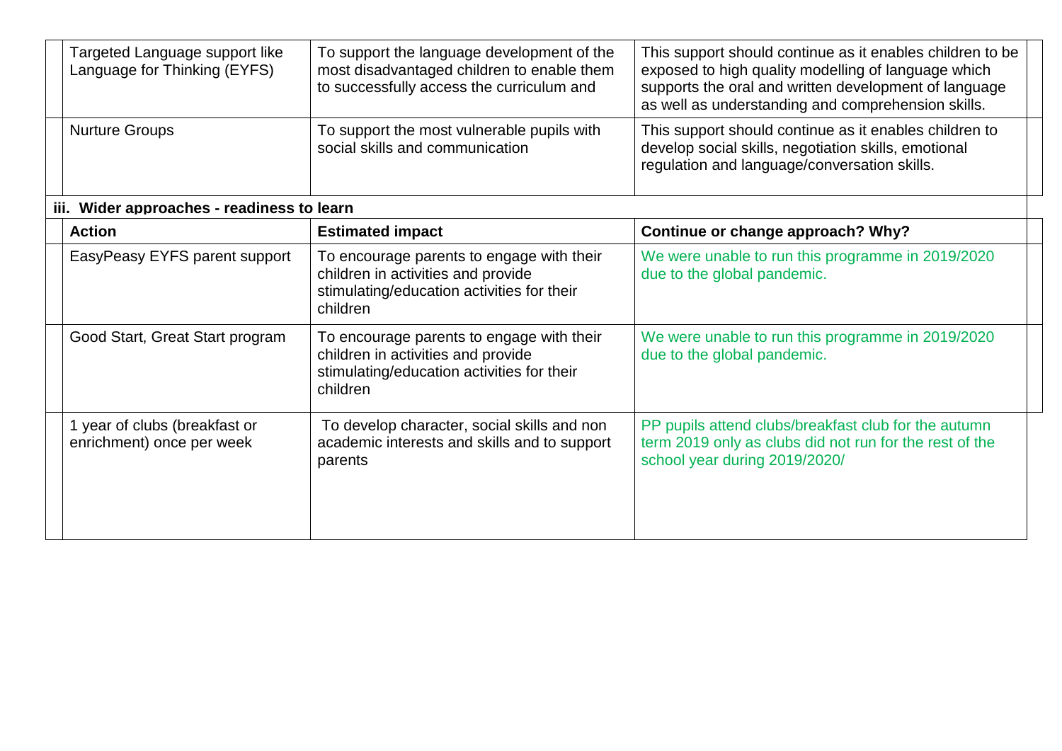| | | |
|---|---|---|
| Targeted Language support like Language for Thinking (EYFS) | To support the language development of the most disadvantaged children to enable them to successfully access the curriculum and | This support should continue as it enables children to be exposed to high quality modelling of language which supports the oral and written development of language as well as understanding and comprehension skills. |
| Nurture Groups | To support the most vulnerable pupils with social skills and communication | This support should continue as it enables children to develop social skills, negotiation skills, emotional regulation and language/conversation skills. |

**iii. Wider approaches - readiness to learn**

| Action | Estimated impact | Continue or change approach? Why? |
|---|---|---|
| EasyPeasy EYFS parent support | To encourage parents to engage with their children in activities and provide stimulating/education activities for their children | We were unable to run this programme in 2019/2020 due to the global pandemic. |
| Good Start, Great Start program | To encourage parents to engage with their children in activities and provide stimulating/education activities for their children | We were unable to run this programme in 2019/2020 due to the global pandemic. |
| 1 year of clubs (breakfast or enrichment) once per week | To develop character, social skills and non academic interests and skills and to support parents | PP pupils attend clubs/breakfast club for the autumn term 2019 only as clubs did not run for the rest of the school year during 2019/2020/ |